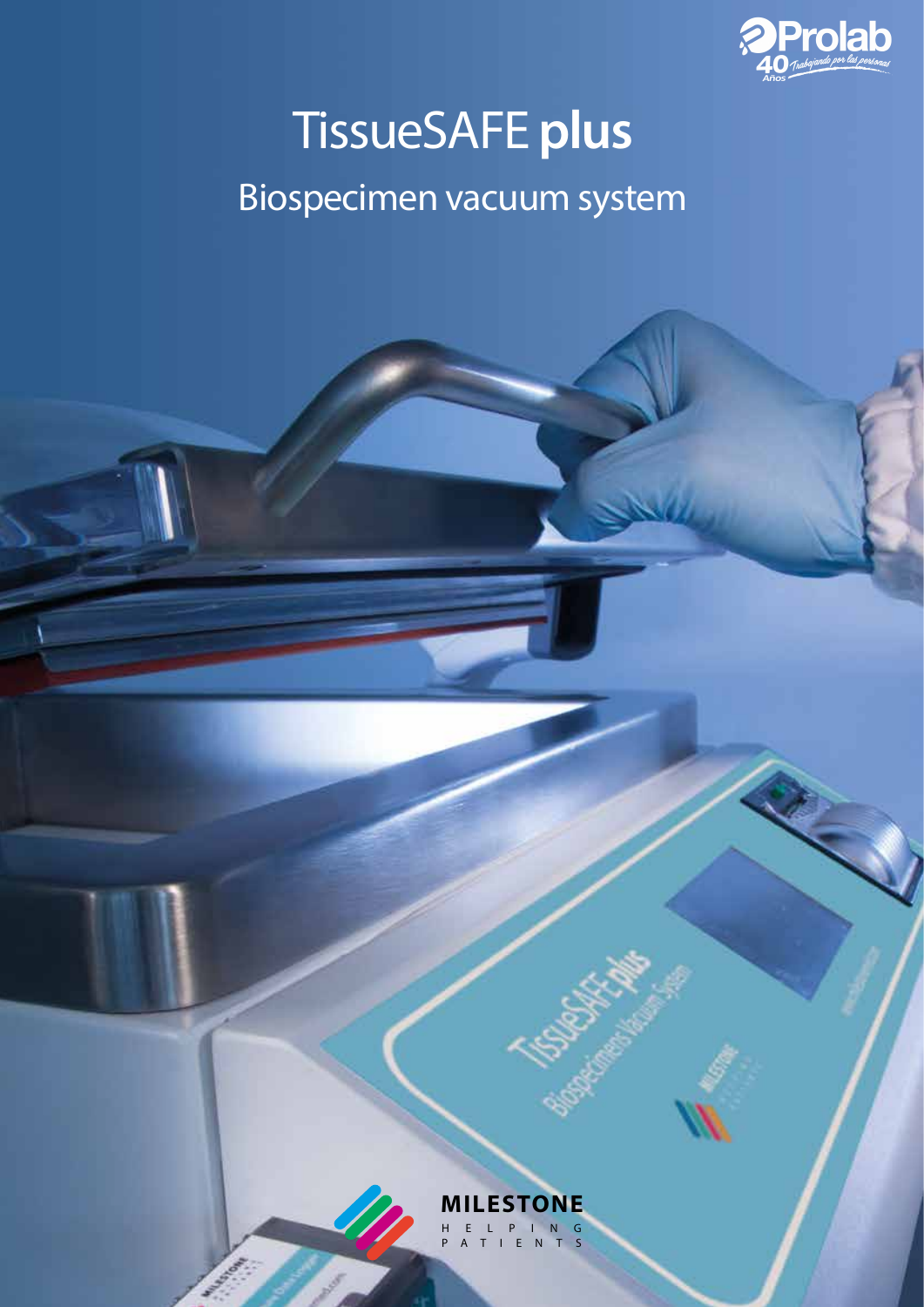# TissueSAFE **plus**

## Biospecimen vacuum system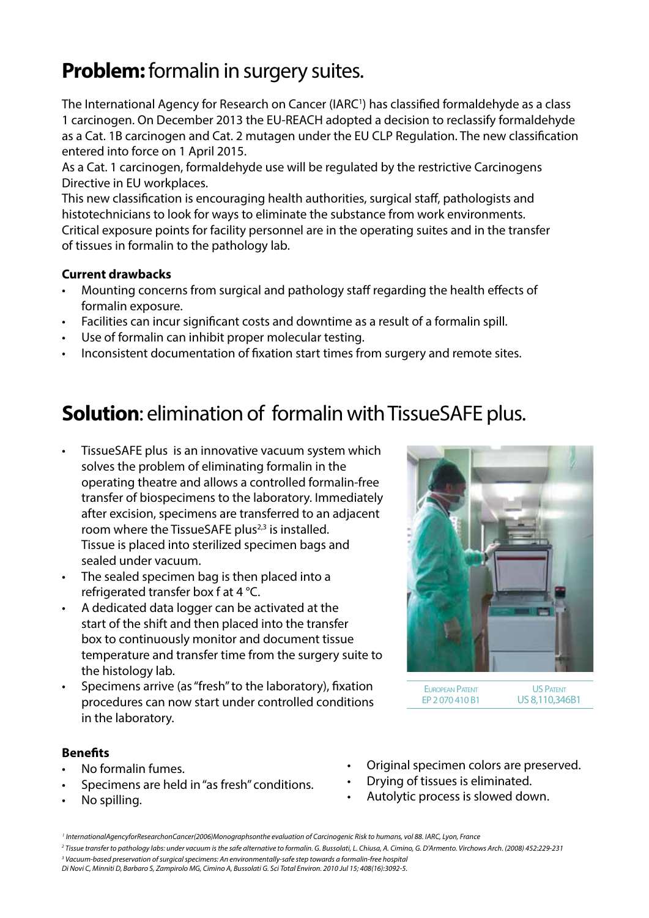## **Problem:** formalin in surgery suites.

The International Agency for Research on Cancer (IARC[1]) has classified formaldehyde as a class 1 carcinogen. On December 2013 the EU-REACH adopted a decision to reclassify formaldehyde as a Cat. 1B carcinogen and Cat. 2 mutagen under the EU CLP Regulation. The new classification entered into force on 1 April 2015.
As a Cat. 1 carcinogen, formaldehyde use will be regulated by the restrictive Carcinogens Directive in EU workplaces.
This new classification is encouraging health authorities, surgical staff, pathologists and histotechnicians to look for ways to eliminate the substance from work environments. Critical exposure points for facility personnel are in the operating suites and in the transfer of tissues in formalin to the pathology lab.

**Current drawbacks**

- Mounting concerns from surgical and pathology staff regarding the health effects of formalin exposure.
- Facilities can incur significant costs and downtime as a result of a formalin spill.
- Use of formalin can inhibit proper molecular testing.
- Inconsistent documentation of fixation start times from surgery and remote sites.

## **Solution**: elimination of formalin with TissueSAFE plus.

- TissueSAFE plus is an innovative vacuum system which solves the problem of eliminating formalin in the operating theatre and allows a controlled formalin-free transfer of biospecimens to the laboratory. Immediately after excision, specimens are transferred to an adjacent room where the TissueSAFE plus[2,3] is installed. Tissue is placed into sterilized specimen bags and sealed under vacuum.
- The sealed specimen bag is then placed into a refrigerated transfer box f at 4 °C.
- A dedicated data logger can be activated at the start of the shift and then placed into the transfer box to continuously monitor and document tissue temperature and transfer time from the surgery suite to the histology lab.
- Specimens arrive (as "fresh" to the laboratory), fixation procedures can now start under controlled conditions in the laboratory.

| European Patent | US Patent |
|---|---|
| EP 2 070 410 B1 | US 8,110,346B1 |

**Benefits**

- No formalin fumes.
- Specimens are held in "as fresh" conditions.
- No spilling.
- Original specimen colors are preserved.
- Drying of tissues is eliminated.
- Autolytic process is slowed down.

*[1] InternationalAgencyforResearchonCancer(2006)Monographsonthe evaluation of Carcinogenic Risk to humans, vol 88. IARC, Lyon, France*

*[2] Tissue transfer to pathology labs: under vacuum is the safe alternative to formalin. G. Bussolati, L. Chiusa, A. Cimino, G. D'Armento. Virchows Arch. (2008) 452:229-231*

*[3] Vacuum-based preservation of surgical specimens: An environmentally-safe step towards a formalin-free hospital*
*Di Novi C, Minniti D, Barbaro S, Zampirolo MG, Cimino A, Bussolati G. Sci Total Environ. 2010 Jul 15; 408(16):3092-5.*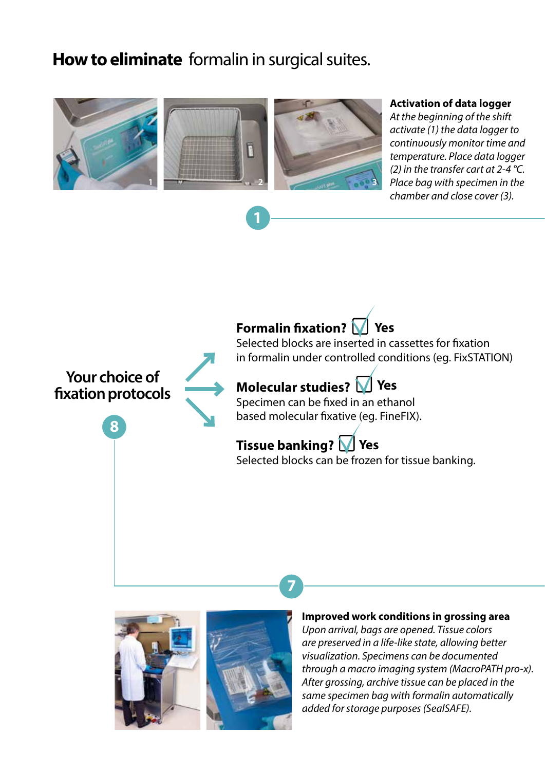# **How to eliminate** formalin in surgical suites.

**Activation of data logger**

*At the beginning of the shift activate (1) the data logger to continuously monitor time and temperature. Place data logger (2) in the transfer cart at 2-4 °C. Place bag with specimen in the chamber and close cover (3).*

1

## Your choice of fixation protocols

8

**Formalin fixation? ☑ Yes**

Selected blocks are inserted in cassettes for fixation in formalin under controlled conditions (eg. FixSTATION)

**Molecular studies? ☑ Yes**

Specimen can be fixed in an ethanol based molecular fixative (eg. FineFIX).

**Tissue banking? ☑ Yes**

Selected blocks can be frozen for tissue banking.

7

**Improved work conditions in grossing area**

*Upon arrival, bags are opened. Tissue colors are preserved in a life-like state, allowing better visualization. Specimens can be documented through a macro imaging system (MacroPATH pro-x). After grossing, archive tissue can be placed in the same specimen bag with formalin automatically added for storage purposes (SealSAFE).*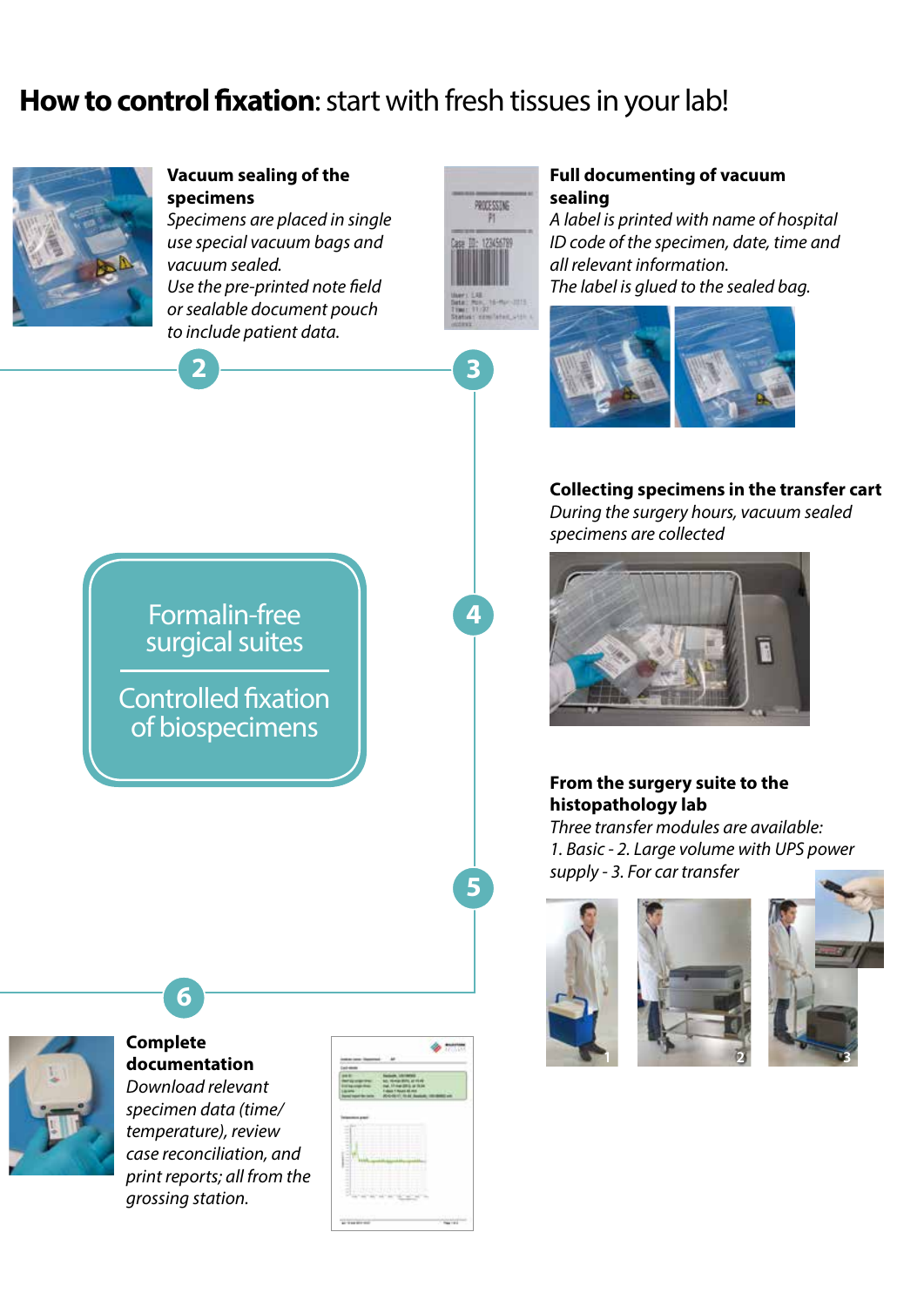# **How to control fixation**: start with fresh tissues in your lab!

**2**

### Vacuum sealing of the specimens

*Specimens are placed in single use special vacuum bags and vacuum sealed.*
*Use the pre-printed note field or sealable document pouch to include patient data.*

**3**

### Full documenting of vacuum sealing

*A label is printed with name of hospital ID code of the specimen, date, time and all relevant information.*
*The label is glued to the sealed bag.*

**4**

### Collecting specimens in the transfer cart

*During the surgery hours, vacuum sealed specimens are collected*

Formalin-free surgical suites

Controlled fixation of biospecimens

**5**

### From the surgery suite to the histopathology lab

*Three transfer modules are available:*
*1. Basic - 2. Large volume with UPS power supply - 3. For car transfer*

**6**

### Complete documentation

*Download relevant specimen data (time/temperature), review case reconciliation, and print reports; all from the grossing station.*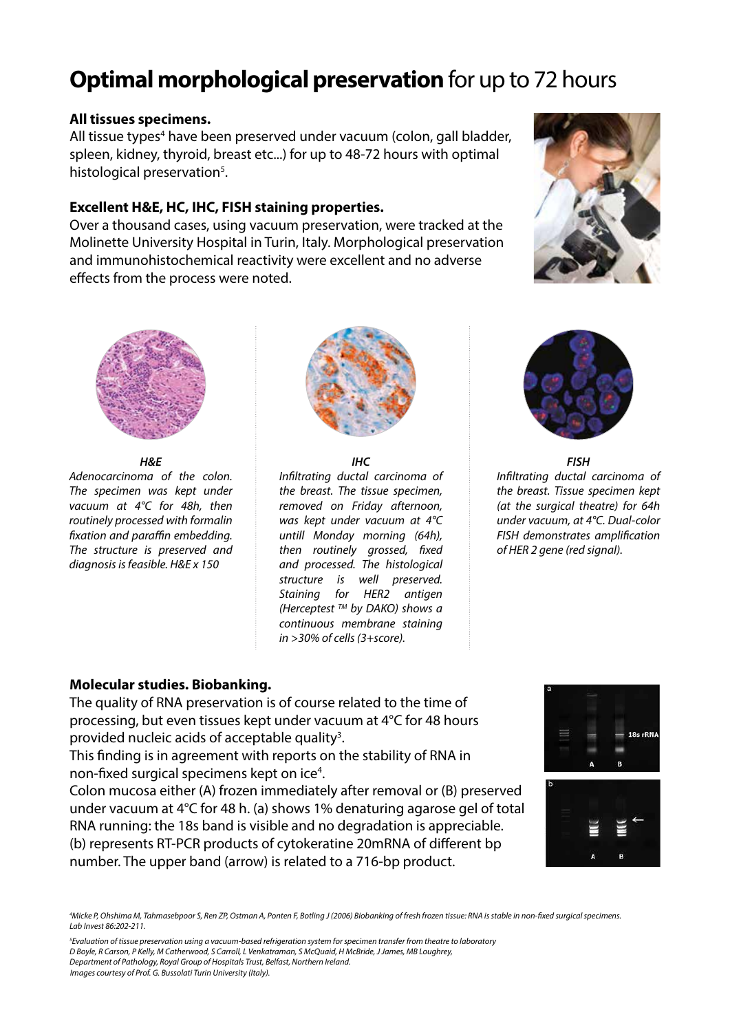# **Optimal morphological preservation** for up to 72 hours

**All tissues specimens.**

All tissue types[4] have been preserved under vacuum (colon, gall bladder, spleen, kidney, thyroid, breast etc...) for up to 48-72 hours with optimal histological preservation[5].

**Excellent H&E, HC, IHC, FISH staining properties.**

Over a thousand cases, using vacuum preservation, were tracked at the Molinette University Hospital in Turin, Italy. Morphological preservation and immunohistochemical reactivity were excellent and no adverse effects from the process were noted.

***H&E***

*Adenocarcinoma of the colon. The specimen was kept under vacuum at 4°C for 48h, then routinely processed with formalin fixation and paraffin embedding. The structure is preserved and diagnosis is feasible. H&E x 150*

***IHC***

*Infiltrating ductal carcinoma of the breast. The tissue specimen, removed on Friday afternoon, was kept under vacuum at 4°C untill Monday morning (64h), then routinely grossed, fixed and processed. The histological structure is well preserved. Staining for HER2 antigen (Herceptest ™ by DAKO) shows a continuous membrane staining in >30% of cells (3+score).*

***FISH***

*Infiltrating ductal carcinoma of the breast. Tissue specimen kept (at the surgical theatre) for 64h under vacuum, at 4°C. Dual-color FISH demonstrates amplification of HER 2 gene (red signal).*

**Molecular studies. Biobanking.**

The quality of RNA preservation is of course related to the time of processing, but even tissues kept under vacuum at 4°C for 48 hours provided nucleic acids of acceptable quality[3].

This finding is in agreement with reports on the stability of RNA in non-fixed surgical specimens kept on ice[4].

Colon mucosa either (A) frozen immediately after removal or (B) preserved under vacuum at 4°C for 48 h. (a) shows 1% denaturing agarose gel of total RNA running: the 18s band is visible and no degradation is appreciable. (b) represents RT-PCR products of cytokeratine 20mRNA of different bp number. The upper band (arrow) is related to a 716-bp product.

*[4]Micke P, Ohshima M, Tahmasebpoor S, Ren ZP, Ostman A, Ponten F, Botling J (2006) Biobanking of fresh frozen tissue: RNA is stable in non-fixed surgical specimens. Lab Invest 86:202-211.*

*[5]Evaluation of tissue preservation using a vacuum-based refrigeration system for specimen transfer from theatre to laboratory D Boyle, R Carson, P Kelly, M Catherwood, S Carroll, L Venkatraman, S McQuaid, H McBride, J James, MB Loughrey, Department of Pathology, Royal Group of Hospitals Trust, Belfast, Northern Ireland.*

*Images courtesy of Prof. G. Bussolati Turin University (Italy).*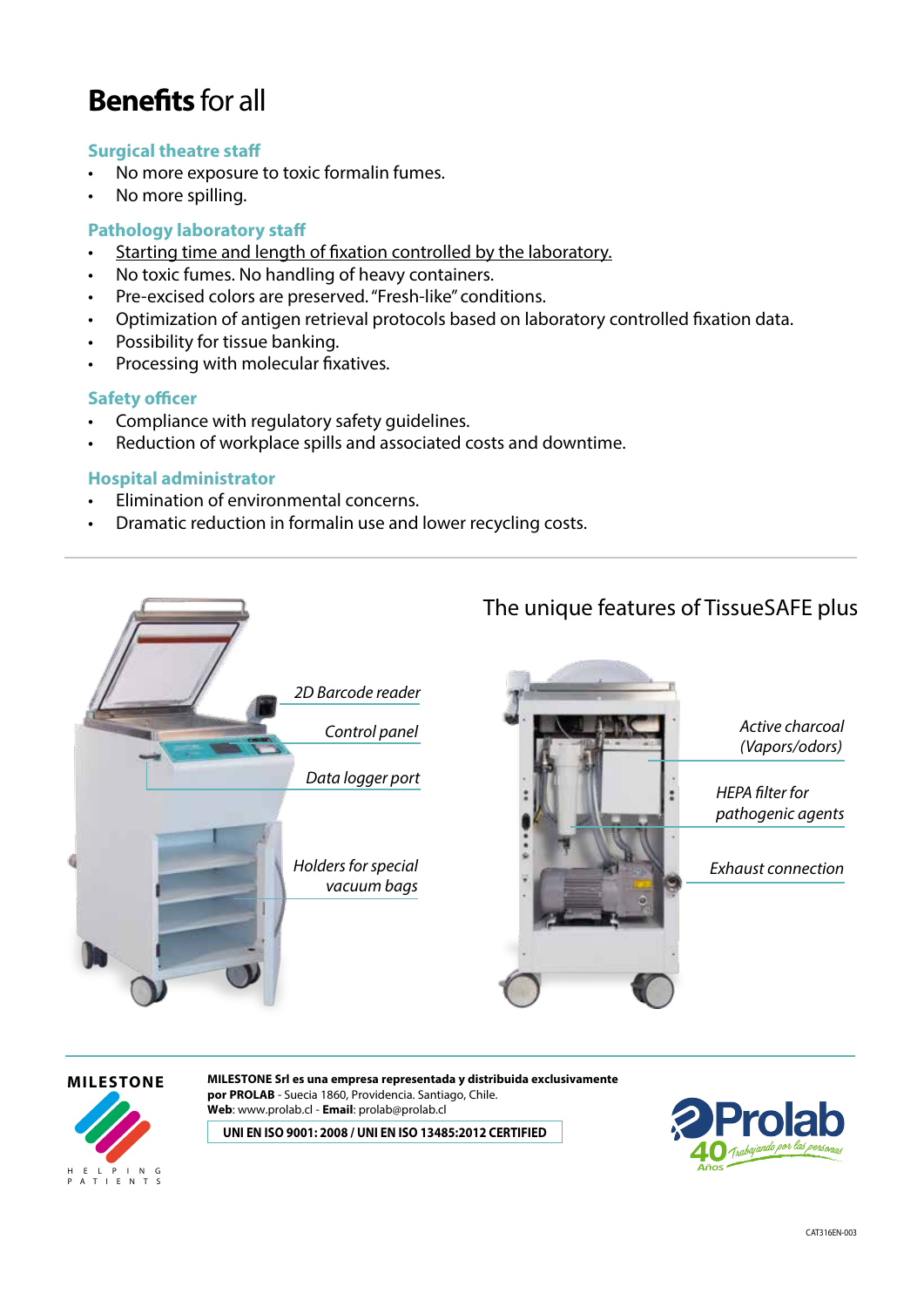# **Benefits** for all

### Surgical theatre staff

- No more exposure to toxic formalin fumes.
- No more spilling.

### Pathology laboratory staff

- Starting time and length of fixation controlled by the laboratory.
- No toxic fumes. No handling of heavy containers.
- Pre-excised colors are preserved. "Fresh-like" conditions.
- Optimization of antigen retrieval protocols based on laboratory controlled fixation data.
- Possibility for tissue banking.
- Processing with molecular fixatives.

### Safety officer

- Compliance with regulatory safety guidelines.
- Reduction of workplace spills and associated costs and downtime.

### Hospital administrator

- Elimination of environmental concerns.
- Dramatic reduction in formalin use and lower recycling costs.

## The unique features of TissueSAFE plus

*2D Barcode reader*

*Control panel*

*Data logger port*

*Holders for special vacuum bags*

*Active charcoal (Vapors/odors)*

*HEPA filter for pathogenic agents*

*Exhaust connection*

MILESTONE

HELPING PATIENTS

**MILESTONE Srl es una empresa representada y distribuida exclusivamente por PROLAB** - Suecia 1860, Providencia. Santiago, Chile.
**Web**: www.prolab.cl - **Email**: prolab@prolab.cl

**UNI EN ISO 9001: 2008 / UNI EN ISO 13485:2012 CERTIFIED**

Prolab 40 Años Trabajando por las personas

CAT316EN-003